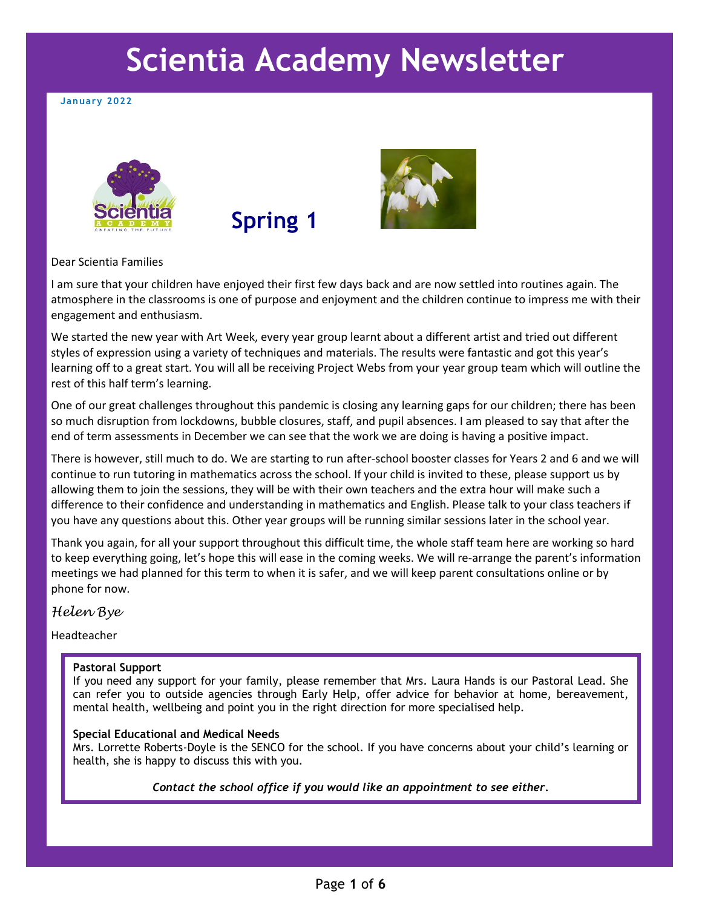# Scientia Academy Newsletter

**January 2022**

## Spring 1

Dear Scientia Families

I am sure that your children have enjoyed their first few days back and are now settled into routines again. The atmosphere in the classrooms is one of purpose and enjoyment and the children continue to impress me with their engagement and enthusiasm.

We started the new year with Art Week, every year group learnt about a different artist and tried out different styles of expression using a variety of techniques and materials. The results were fantastic and got this year's learning off to a great start. You will all be receiving Project Webs from your year group team which will outline the rest of this half term's learning.

One of our great challenges throughout this pandemic is closing any learning gaps for our children; there has been so much disruption from lockdowns, bubble closures, staff, and pupil absences. I am pleased to say that after the end of term assessments in December we can see that the work we are doing is having a positive impact.

There is however, still much to do. We are starting to run after-school booster classes for Years 2 and 6 and we will continue to run tutoring in mathematics across the school. If your child is invited to these, please support us by allowing them to join the sessions, they will be with their own teachers and the extra hour will make such a difference to their confidence and understanding in mathematics and English. Please talk to your class teachers if you have any questions about this. Other year groups will be running similar sessions later in the school year.

Thank you again, for all your support throughout this difficult time, the whole staff team here are working so hard to keep everything going, let's hope this will ease in the coming weeks. We will re-arrange the parent's information meetings we had planned for this term to when it is safer, and we will keep parent consultations online or by phone for now.

*Helen Bye*

Headteacher

**Pastoral Support**
If you need any support for your family, please remember that Mrs. Laura Hands is our Pastoral Lead. She can refer you to outside agencies through Early Help, offer advice for behavior at home, bereavement, mental health, wellbeing and point you in the right direction for more specialised help.

**Special Educational and Medical Needs**
Mrs. Lorrette Roberts-Doyle is the SENCO for the school. If you have concerns about your child's learning or health, she is happy to discuss this with you.

***Contact the school office if you would like an appointment to see either.***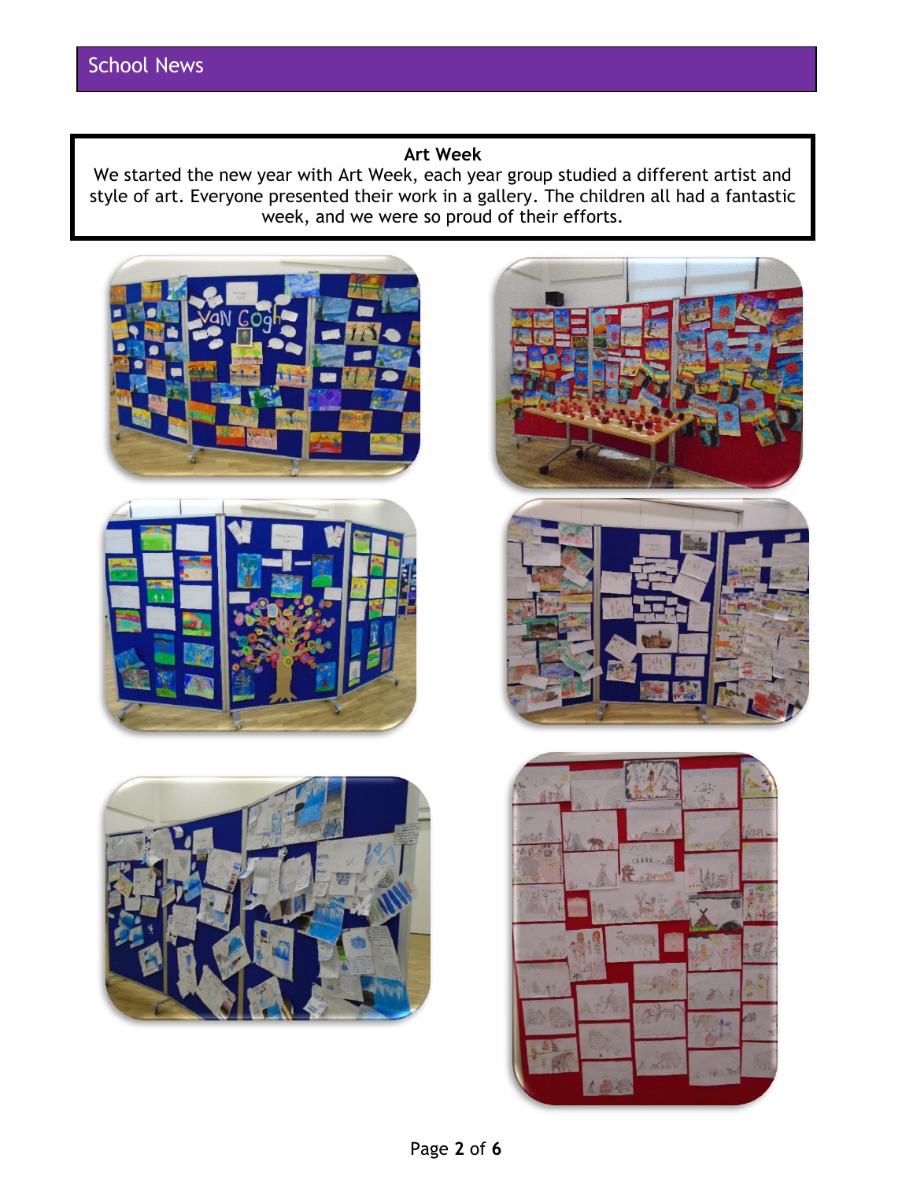## School News

**Art Week**

We started the new year with Art Week, each year group studied a different artist and style of art. Everyone presented their work in a gallery. The children all had a fantastic week, and we were so proud of their efforts.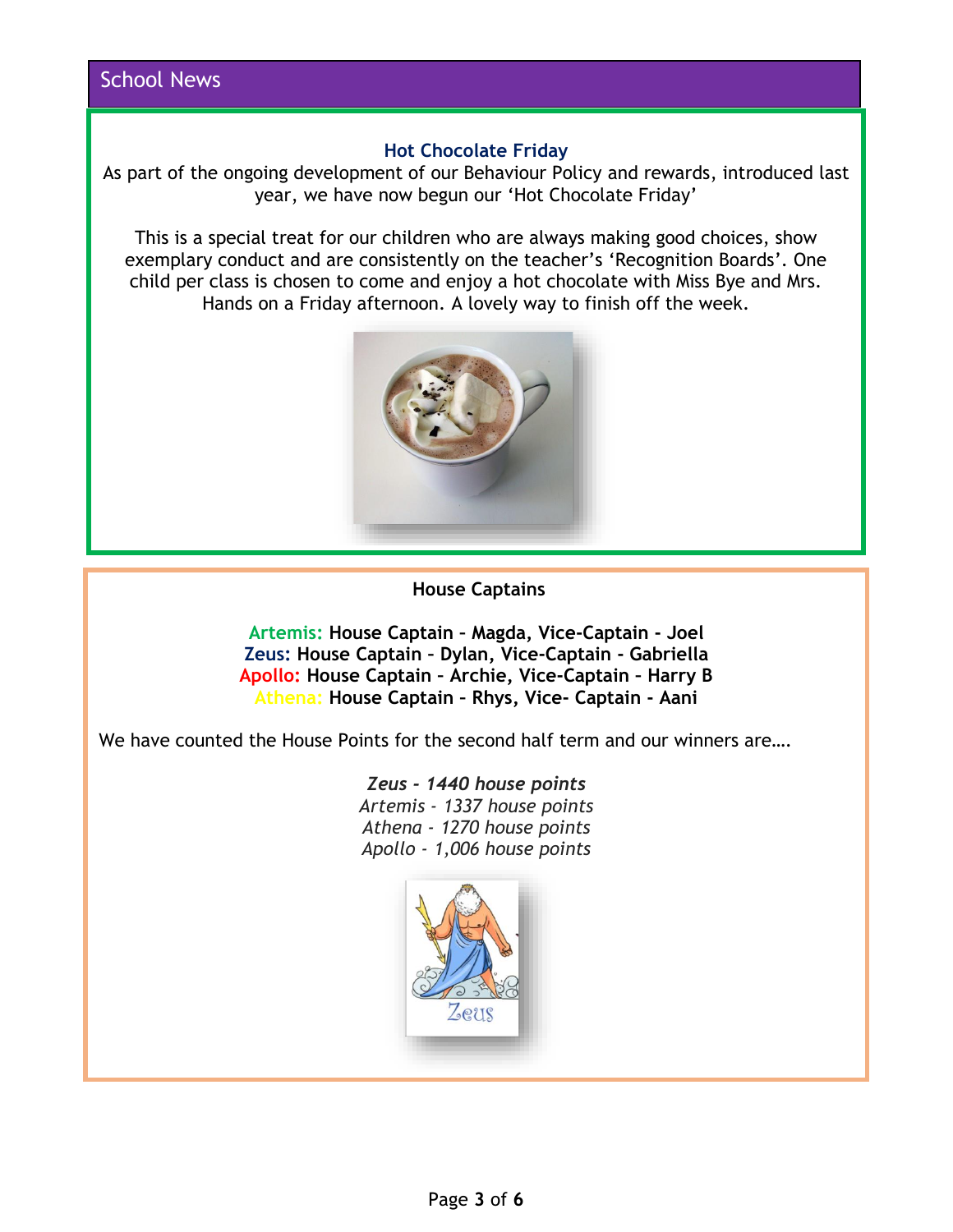## School News

### Hot Chocolate Friday

As part of the ongoing development of our Behaviour Policy and rewards, introduced last year, we have now begun our 'Hot Chocolate Friday'

This is a special treat for our children who are always making good choices, show exemplary conduct and are consistently on the teacher's 'Recognition Boards'. One child per class is chosen to come and enjoy a hot chocolate with Miss Bye and Mrs. Hands on a Friday afternoon. A lovely way to finish off the week.

### House Captains

**Artemis: House Captain – Magda, Vice-Captain - Joel**
**Zeus: House Captain – Dylan, Vice-Captain - Gabriella**
**Apollo: House Captain – Archie, Vice-Captain – Harry B**
**Athena: House Captain – Rhys, Vice- Captain - Aani**

We have counted the House Points for the second half term and our winners are….

***Zeus - 1440 house points***
*Artemis - 1337 house points*
*Athena - 1270 house points*
*Apollo - 1,006 house points*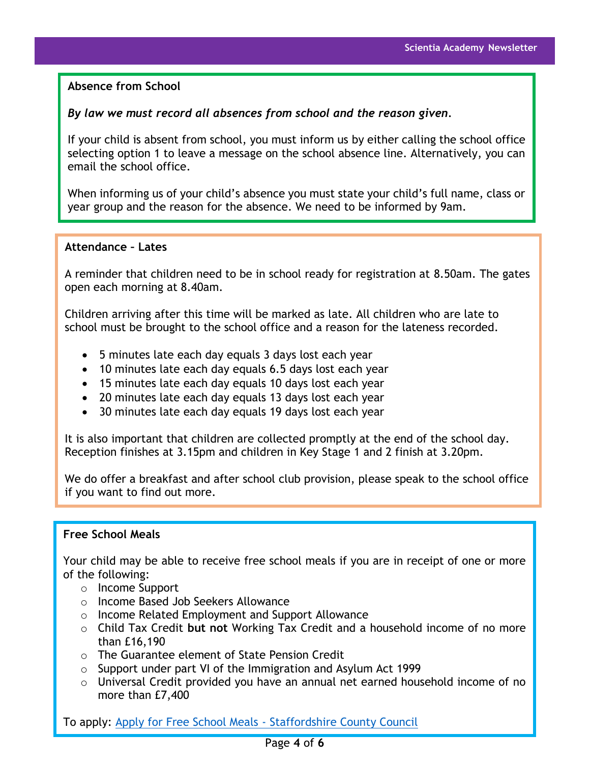## Absence from School

***By law we must record all absences from school and the reason given.***

If your child is absent from school, you must inform us by either calling the school office selecting option 1 to leave a message on the school absence line. Alternatively, you can email the school office.

When informing us of your child's absence you must state your child's full name, class or year group and the reason for the absence. We need to be informed by 9am.

## Attendance – Lates

A reminder that children need to be in school ready for registration at 8.50am. The gates open each morning at 8.40am.

Children arriving after this time will be marked as late. All children who are late to school must be brought to the school office and a reason for the lateness recorded.

- 5 minutes late each day equals 3 days lost each year
- 10 minutes late each day equals 6.5 days lost each year
- 15 minutes late each day equals 10 days lost each year
- 20 minutes late each day equals 13 days lost each year
- 30 minutes late each day equals 19 days lost each year

It is also important that children are collected promptly at the end of the school day. Reception finishes at 3.15pm and children in Key Stage 1 and 2 finish at 3.20pm.

We do offer a breakfast and after school club provision, please speak to the school office if you want to find out more.

## Free School Meals

Your child may be able to receive free school meals if you are in receipt of one or more of the following:

- Income Support
- Income Based Job Seekers Allowance
- Income Related Employment and Support Allowance
- Child Tax Credit **but not** Working Tax Credit and a household income of no more than £16,190
- The Guarantee element of State Pension Credit
- Support under part VI of the Immigration and Asylum Act 1999
- Universal Credit provided you have an annual net earned household income of no more than £7,400

To apply: [Apply for Free School Meals - Staffordshire County Council]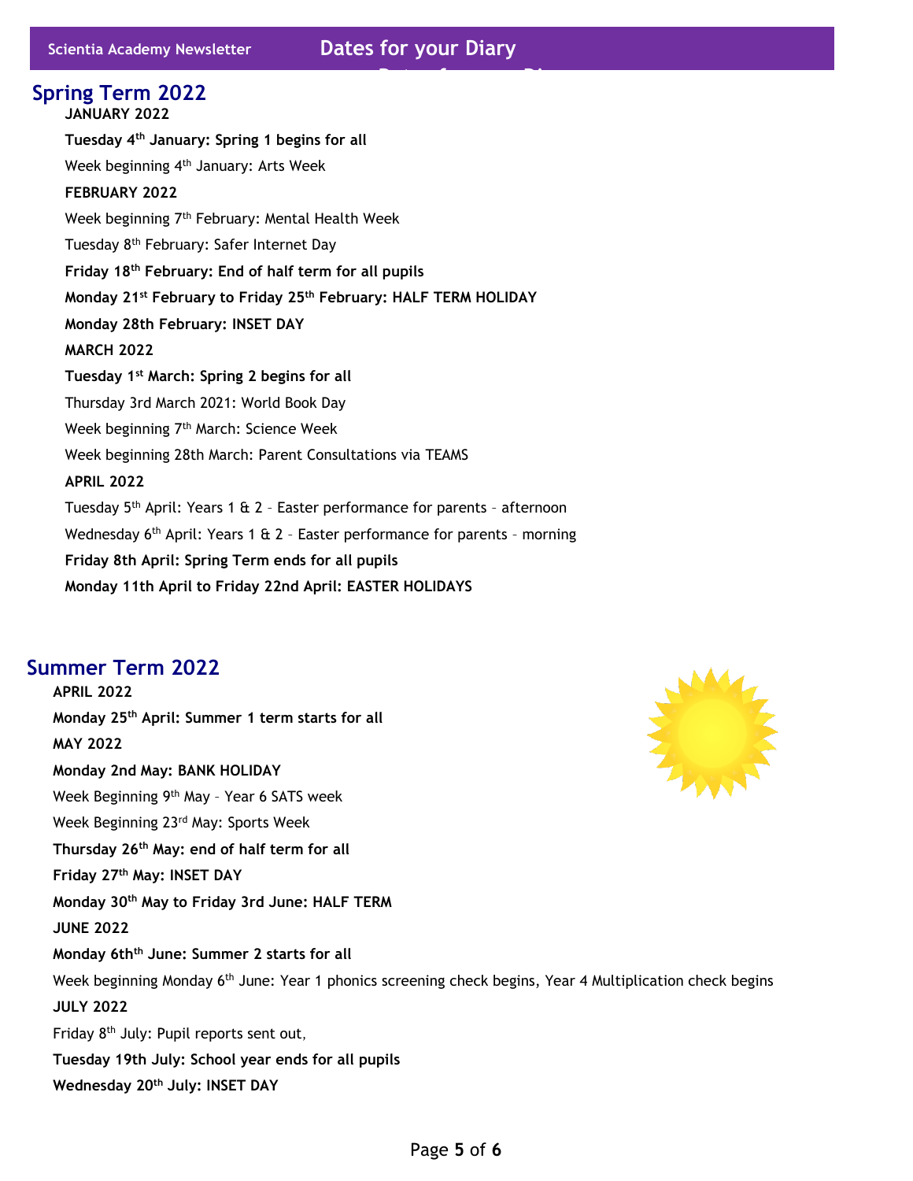# Dates for your Diary

## Spring Term 2022

**JANUARY 2022**

**Tuesday 4th January: Spring 1 begins for all**

Week beginning 4th January: Arts Week

**FEBRUARY 2022**

Week beginning 7th February: Mental Health Week

Tuesday 8th February: Safer Internet Day

**Friday 18th February: End of half term for all pupils**

**Monday 21st February to Friday 25th February: HALF TERM HOLIDAY**

**Monday 28th February: INSET DAY**

**MARCH 2022**

**Tuesday 1st March: Spring 2 begins for all**

Thursday 3rd March 2021: World Book Day

Week beginning 7th March: Science Week

Week beginning 28th March: Parent Consultations via TEAMS

**APRIL 2022**

Tuesday 5th April: Years 1 & 2 – Easter performance for parents – afternoon

Wednesday 6th April: Years 1 & 2 – Easter performance for parents – morning

**Friday 8th April: Spring Term ends for all pupils**

**Monday 11th April to Friday 22nd April: EASTER HOLIDAYS**

## Summer Term 2022

**APRIL 2022**

**Monday 25th April: Summer 1 term starts for all**

**MAY 2022**

**Monday 2nd May: BANK HOLIDAY**

Week Beginning 9th May – Year 6 SATS week

Week Beginning 23rd May: Sports Week

**Thursday 26th May: end of half term for all**

**Friday 27th May: INSET DAY**

**Monday 30th May to Friday 3rd June: HALF TERM**

**JUNE 2022**

**Monday 6thth June: Summer 2 starts for all**

Week beginning Monday 6th June: Year 1 phonics screening check begins, Year 4 Multiplication check begins

**JULY 2022**

Friday 8th July: Pupil reports sent out,

**Tuesday 19th July: School year ends for all pupils**

**Wednesday 20th July: INSET DAY**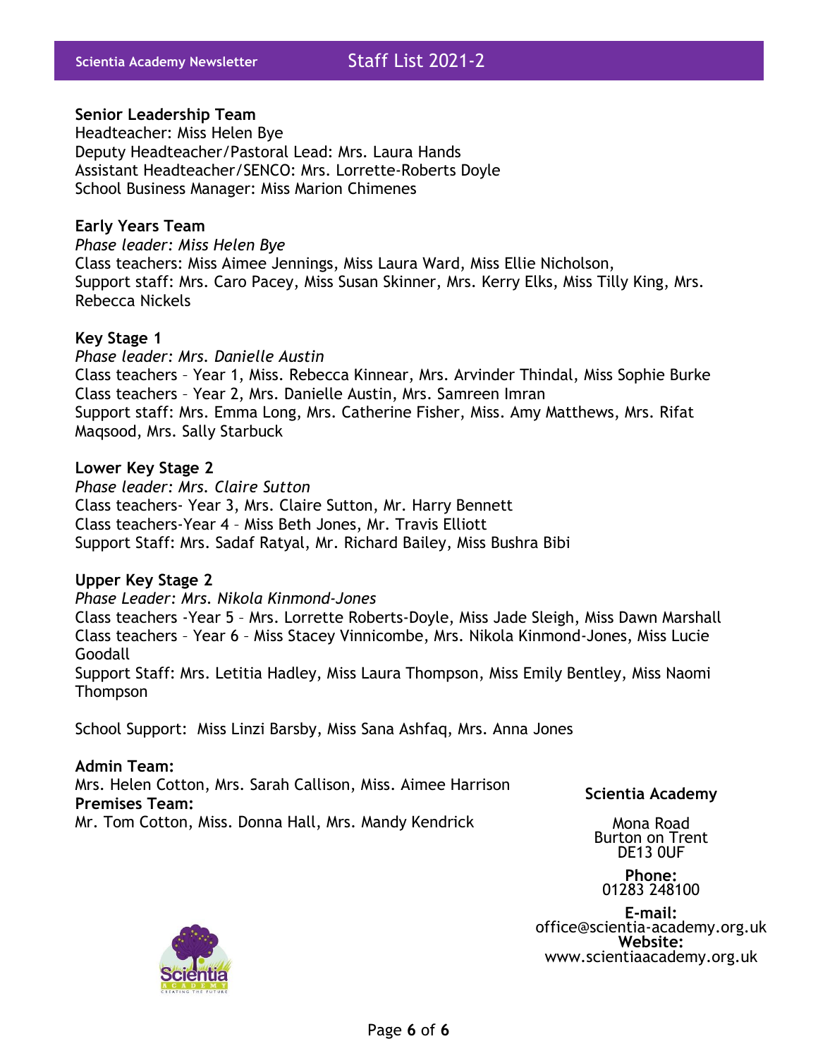# Staff List 2021-2

**Senior Leadership Team**
Headteacher: Miss Helen Bye
Deputy Headteacher/Pastoral Lead: Mrs. Laura Hands
Assistant Headteacher/SENCO: Mrs. Lorrette-Roberts Doyle
School Business Manager: Miss Marion Chimenes

**Early Years Team**
*Phase leader: Miss Helen Bye*
Class teachers: Miss Aimee Jennings, Miss Laura Ward, Miss Ellie Nicholson,
Support staff: Mrs. Caro Pacey, Miss Susan Skinner, Mrs. Kerry Elks, Miss Tilly King, Mrs. Rebecca Nickels

**Key Stage 1**
*Phase leader: Mrs. Danielle Austin*
Class teachers – Year 1, Miss. Rebecca Kinnear, Mrs. Arvinder Thindal, Miss Sophie Burke
Class teachers – Year 2, Mrs. Danielle Austin, Mrs. Samreen Imran
Support staff: Mrs. Emma Long, Mrs. Catherine Fisher, Miss. Amy Matthews, Mrs. Rifat Maqsood, Mrs. Sally Starbuck

**Lower Key Stage 2**
*Phase leader: Mrs. Claire Sutton*
Class teachers- Year 3, Mrs. Claire Sutton, Mr. Harry Bennett
Class teachers-Year 4 – Miss Beth Jones, Mr. Travis Elliott
Support Staff: Mrs. Sadaf Ratyal, Mr. Richard Bailey, Miss Bushra Bibi

**Upper Key Stage 2**
*Phase Leader: Mrs. Nikola Kinmond-Jones*
Class teachers -Year 5 – Mrs. Lorrette Roberts-Doyle, Miss Jade Sleigh, Miss Dawn Marshall
Class teachers – Year 6 – Miss Stacey Vinnicombe, Mrs. Nikola Kinmond-Jones, Miss Lucie Goodall
Support Staff: Mrs. Letitia Hadley, Miss Laura Thompson, Miss Emily Bentley, Miss Naomi Thompson

School Support: Miss Linzi Barsby, Miss Sana Ashfaq, Mrs. Anna Jones

**Admin Team:**
Mrs. Helen Cotton, Mrs. Sarah Callison, Miss. Aimee Harrison
**Premises Team:**
Mr. Tom Cotton, Miss. Donna Hall, Mrs. Mandy Kendrick

**Scientia Academy**

Mona Road
Burton on Trent
DE13 0UF

**Phone:**
01283 248100

**E-mail:**
office@scientia-academy.org.uk
**Website:**
www.scientiaacademy.org.uk